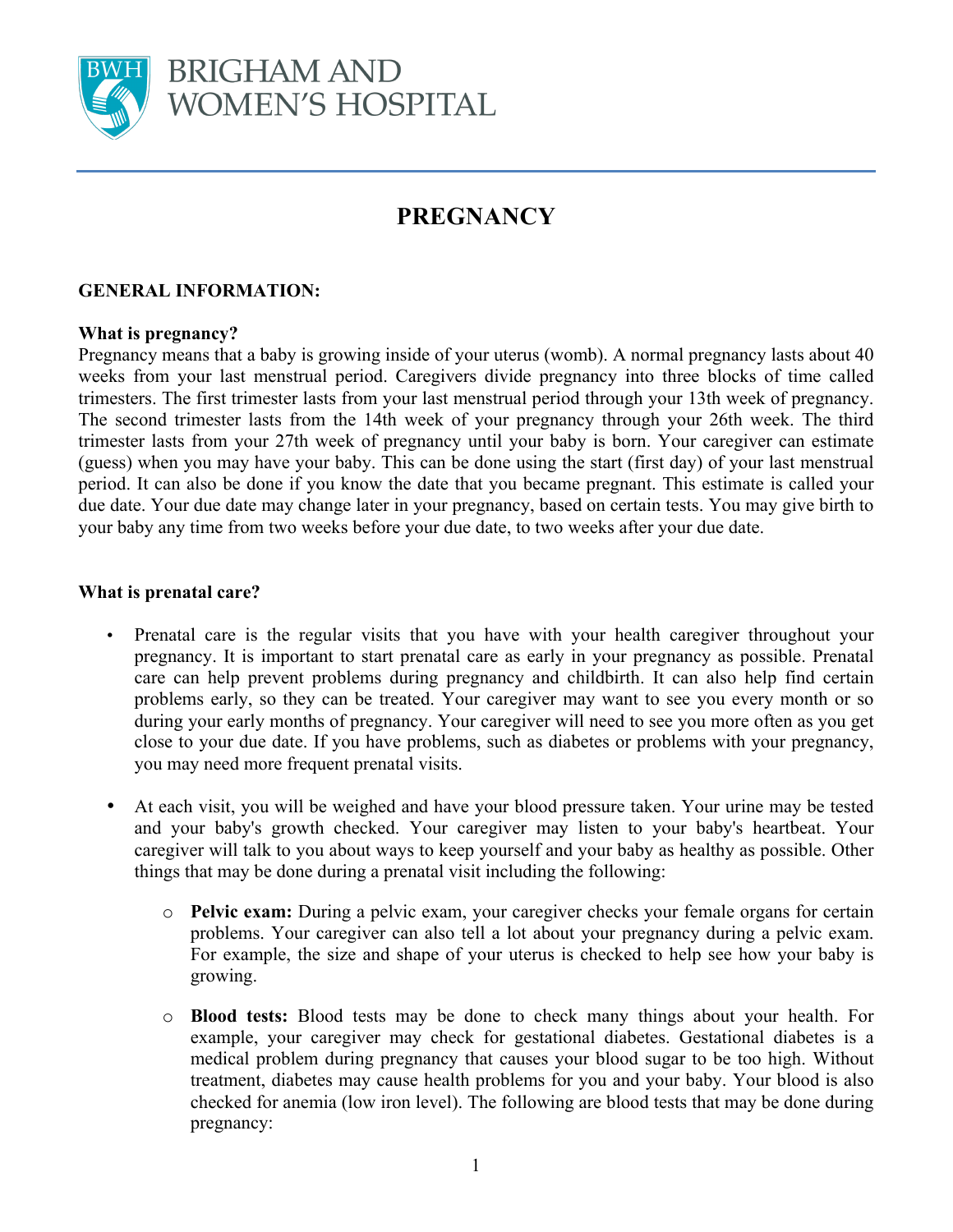BRIGHAM AND WOMEN'S HOSPITAL

# PREGNANCY

## GENERAL INFORMATION:

### What is pregnancy?

Pregnancy means that a baby is growing inside of your uterus (womb). A normal pregnancy lasts about 40 weeks from your last menstrual period. Caregivers divide pregnancy into three blocks of time called trimesters. The first trimester lasts from your last menstrual period through your 13th week of pregnancy. The second trimester lasts from the 14th week of your pregnancy through your 26th week. The third trimester lasts from your 27th week of pregnancy until your baby is born. Your caregiver can estimate (guess) when you may have your baby. This can be done using the start (first day) of your last menstrual period. It can also be done if you know the date that you became pregnant. This estimate is called your due date. Your due date may change later in your pregnancy, based on certain tests. You may give birth to your baby any time from two weeks before your due date, to two weeks after your due date.

### What is prenatal care?

- Prenatal care is the regular visits that you have with your health caregiver throughout your pregnancy. It is important to start prenatal care as early in your pregnancy as possible. Prenatal care can help prevent problems during pregnancy and childbirth. It can also help find certain problems early, so they can be treated. Your caregiver may want to see you every month or so during your early months of pregnancy. Your caregiver will need to see you more often as you get close to your due date. If you have problems, such as diabetes or problems with your pregnancy, you may need more frequent prenatal visits.

- At each visit, you will be weighed and have your blood pressure taken. Your urine may be tested and your baby's growth checked. Your caregiver may listen to your baby's heartbeat. Your caregiver will talk to you about ways to keep yourself and your baby as healthy as possible. Other things that may be done during a prenatal visit including the following:

  - **Pelvic exam:** During a pelvic exam, your caregiver checks your female organs for certain problems. Your caregiver can also tell a lot about your pregnancy during a pelvic exam. For example, the size and shape of your uterus is checked to help see how your baby is growing.

  - **Blood tests:** Blood tests may be done to check many things about your health. For example, your caregiver may check for gestational diabetes. Gestational diabetes is a medical problem during pregnancy that causes your blood sugar to be too high. Without treatment, diabetes may cause health problems for you and your baby. Your blood is also checked for anemia (low iron level). The following are blood tests that may be done during pregnancy: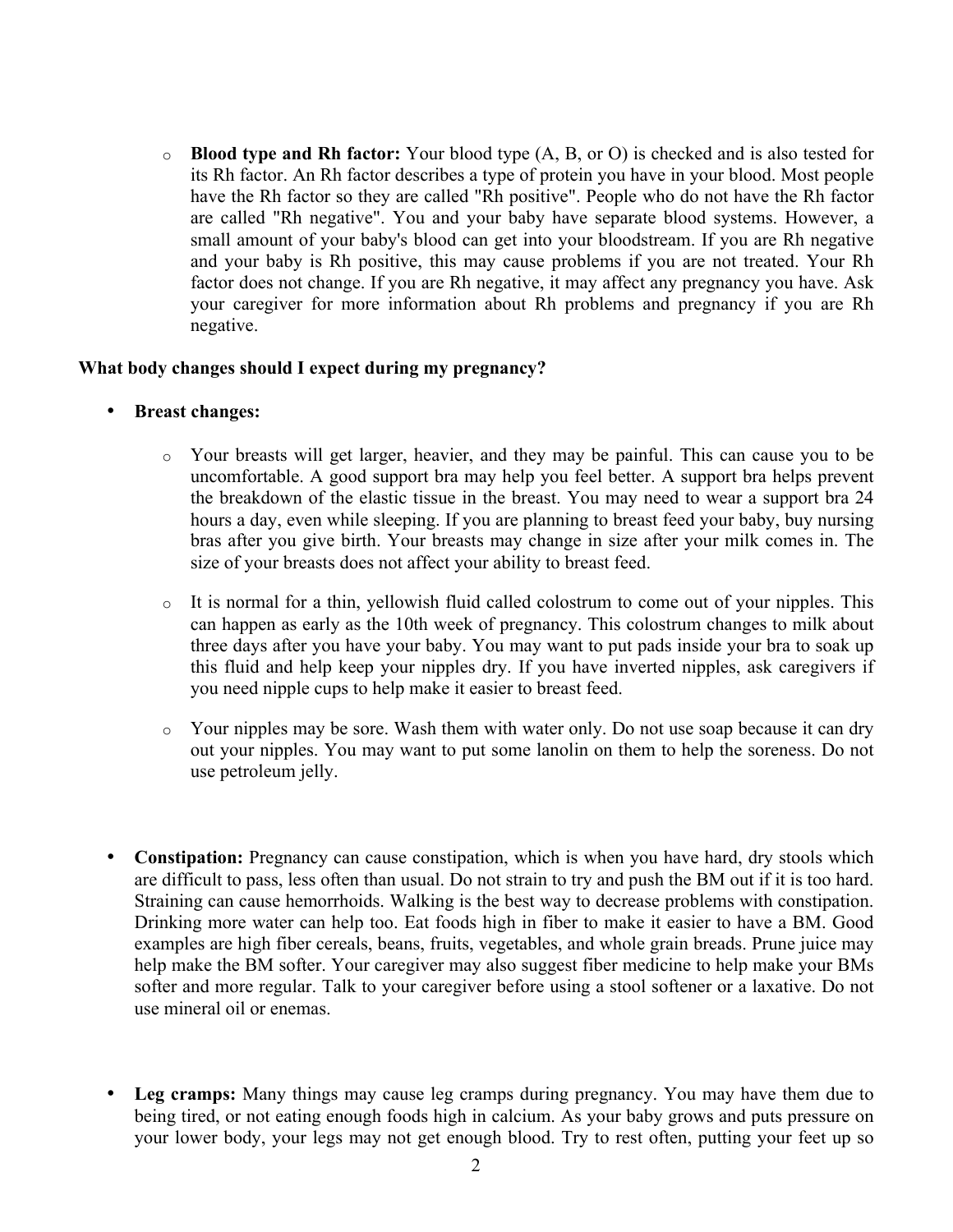- **Blood type and Rh factor:** Your blood type (A, B, or O) is checked and is also tested for its Rh factor. An Rh factor describes a type of protein you have in your blood. Most people have the Rh factor so they are called "Rh positive". People who do not have the Rh factor are called "Rh negative". You and your baby have separate blood systems. However, a small amount of your baby's blood can get into your bloodstream. If you are Rh negative and your baby is Rh positive, this may cause problems if you are not treated. Your Rh factor does not change. If you are Rh negative, it may affect any pregnancy you have. Ask your caregiver for more information about Rh problems and pregnancy if you are Rh negative.

**What body changes should I expect during my pregnancy?**

- **Breast changes:**

  - Your breasts will get larger, heavier, and they may be painful. This can cause you to be uncomfortable. A good support bra may help you feel better. A support bra helps prevent the breakdown of the elastic tissue in the breast. You may need to wear a support bra 24 hours a day, even while sleeping. If you are planning to breast feed your baby, buy nursing bras after you give birth. Your breasts may change in size after your milk comes in. The size of your breasts does not affect your ability to breast feed.

  - It is normal for a thin, yellowish fluid called colostrum to come out of your nipples. This can happen as early as the 10th week of pregnancy. This colostrum changes to milk about three days after you have your baby. You may want to put pads inside your bra to soak up this fluid and help keep your nipples dry. If you have inverted nipples, ask caregivers if you need nipple cups to help make it easier to breast feed.

  - Your nipples may be sore. Wash them with water only. Do not use soap because it can dry out your nipples. You may want to put some lanolin on them to help the soreness. Do not use petroleum jelly.

- **Constipation:** Pregnancy can cause constipation, which is when you have hard, dry stools which are difficult to pass, less often than usual. Do not strain to try and push the BM out if it is too hard. Straining can cause hemorrhoids. Walking is the best way to decrease problems with constipation. Drinking more water can help too. Eat foods high in fiber to make it easier to have a BM. Good examples are high fiber cereals, beans, fruits, vegetables, and whole grain breads. Prune juice may help make the BM softer. Your caregiver may also suggest fiber medicine to help make your BMs softer and more regular. Talk to your caregiver before using a stool softener or a laxative. Do not use mineral oil or enemas.

- **Leg cramps:** Many things may cause leg cramps during pregnancy. You may have them due to being tired, or not eating enough foods high in calcium. As your baby grows and puts pressure on your lower body, your legs may not get enough blood. Try to rest often, putting your feet up so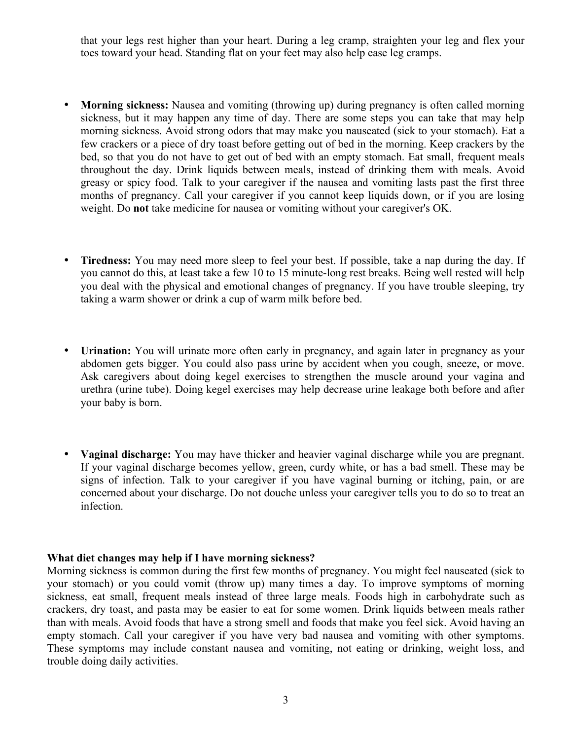that your legs rest higher than your heart. During a leg cramp, straighten your leg and flex your toes toward your head. Standing flat on your feet may also help ease leg cramps.

- **Morning sickness:** Nausea and vomiting (throwing up) during pregnancy is often called morning sickness, but it may happen any time of day. There are some steps you can take that may help morning sickness. Avoid strong odors that may make you nauseated (sick to your stomach). Eat a few crackers or a piece of dry toast before getting out of bed in the morning. Keep crackers by the bed, so that you do not have to get out of bed with an empty stomach. Eat small, frequent meals throughout the day. Drink liquids between meals, instead of drinking them with meals. Avoid greasy or spicy food. Talk to your caregiver if the nausea and vomiting lasts past the first three months of pregnancy. Call your caregiver if you cannot keep liquids down, or if you are losing weight. Do **not** take medicine for nausea or vomiting without your caregiver's OK.

- **Tiredness:** You may need more sleep to feel your best. If possible, take a nap during the day. If you cannot do this, at least take a few 10 to 15 minute-long rest breaks. Being well rested will help you deal with the physical and emotional changes of pregnancy. If you have trouble sleeping, try taking a warm shower or drink a cup of warm milk before bed.

- **Urination:** You will urinate more often early in pregnancy, and again later in pregnancy as your abdomen gets bigger. You could also pass urine by accident when you cough, sneeze, or move. Ask caregivers about doing kegel exercises to strengthen the muscle around your vagina and urethra (urine tube). Doing kegel exercises may help decrease urine leakage both before and after your baby is born.

- **Vaginal discharge:** You may have thicker and heavier vaginal discharge while you are pregnant. If your vaginal discharge becomes yellow, green, curdy white, or has a bad smell. These may be signs of infection. Talk to your caregiver if you have vaginal burning or itching, pain, or are concerned about your discharge. Do not douche unless your caregiver tells you to do so to treat an infection.

**What diet changes may help if I have morning sickness?**

Morning sickness is common during the first few months of pregnancy. You might feel nauseated (sick to your stomach) or you could vomit (throw up) many times a day. To improve symptoms of morning sickness, eat small, frequent meals instead of three large meals. Foods high in carbohydrate such as crackers, dry toast, and pasta may be easier to eat for some women. Drink liquids between meals rather than with meals. Avoid foods that have a strong smell and foods that make you feel sick. Avoid having an empty stomach. Call your caregiver if you have very bad nausea and vomiting with other symptoms. These symptoms may include constant nausea and vomiting, not eating or drinking, weight loss, and trouble doing daily activities.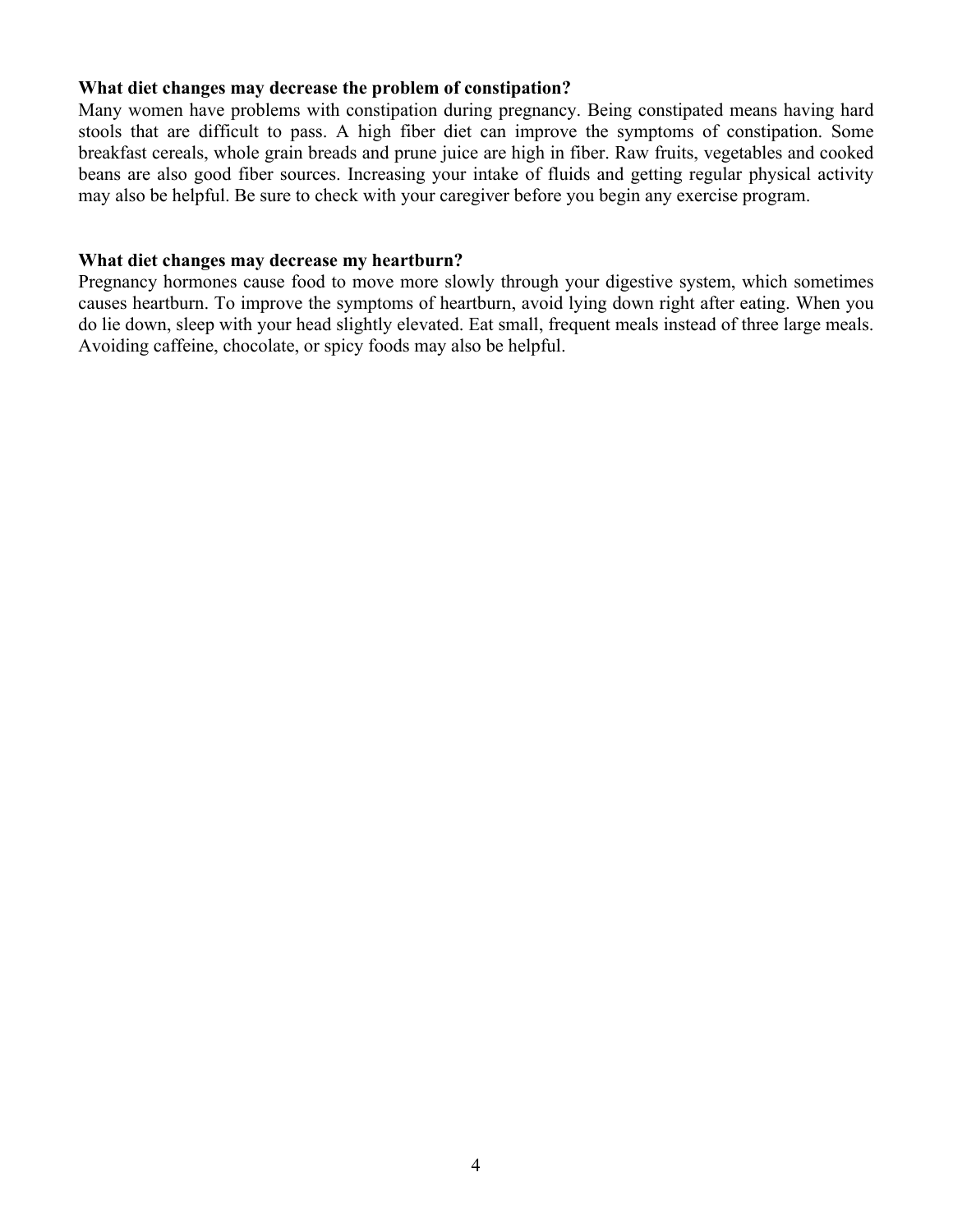**What diet changes may decrease the problem of constipation?**

Many women have problems with constipation during pregnancy. Being constipated means having hard stools that are difficult to pass. A high fiber diet can improve the symptoms of constipation. Some breakfast cereals, whole grain breads and prune juice are high in fiber. Raw fruits, vegetables and cooked beans are also good fiber sources. Increasing your intake of fluids and getting regular physical activity may also be helpful. Be sure to check with your caregiver before you begin any exercise program.

**What diet changes may decrease my heartburn?**

Pregnancy hormones cause food to move more slowly through your digestive system, which sometimes causes heartburn. To improve the symptoms of heartburn, avoid lying down right after eating. When you do lie down, sleep with your head slightly elevated. Eat small, frequent meals instead of three large meals. Avoiding caffeine, chocolate, or spicy foods may also be helpful.